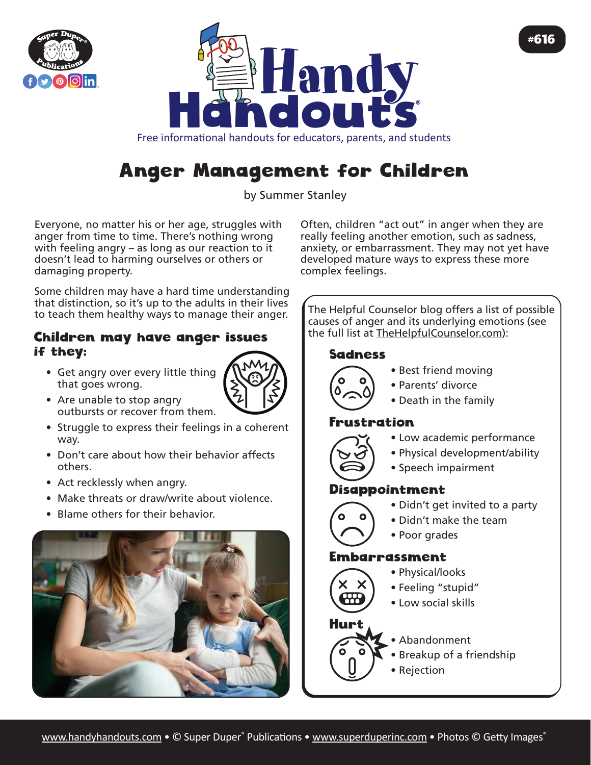# Anger Management for Children

by Summer Stanley

Everyone, no matter his or her age, struggles with anger from time to time. There's nothing wrong with feeling angry – as long as our reaction to it doesn't lead to harming ourselves or others or damaging property.

Some children may have a hard time understanding that distinction, so it's up to the adults in their lives to teach them healthy ways to manage their anger.

## Children may have anger issues if they:

- Get angry over every little thing that goes wrong.
- Are unable to stop angry outbursts or recover from them.
- Struggle to express their feelings in a coherent way.
- Don't care about how their behavior affects others.
- Act recklessly when angry.
- Make threats or draw/write about violence.
- Blame others for their behavior.

Often, children "act out" in anger when they are really feeling another emotion, such as sadness, anxiety, or embarrassment. They may not yet have developed mature ways to express these more complex feelings.

The Helpful Counselor blog offers a list of possible causes of anger and its underlying emotions (see the full list at TheHelpfulCounselor.com):

### Sadness

- Best friend moving
- Parents' divorce
- Death in the family

### Frustration

- Low academic performance
- Physical development/ability
- Speech impairment

### Disappointment

- Didn't get invited to a party
- Didn't make the team
- Poor grades

### Embarrassment

- Physical/looks
- Feeling "stupid"
- Low social skills

### Hurt

- Abandonment
- Breakup of a friendship
- Rejection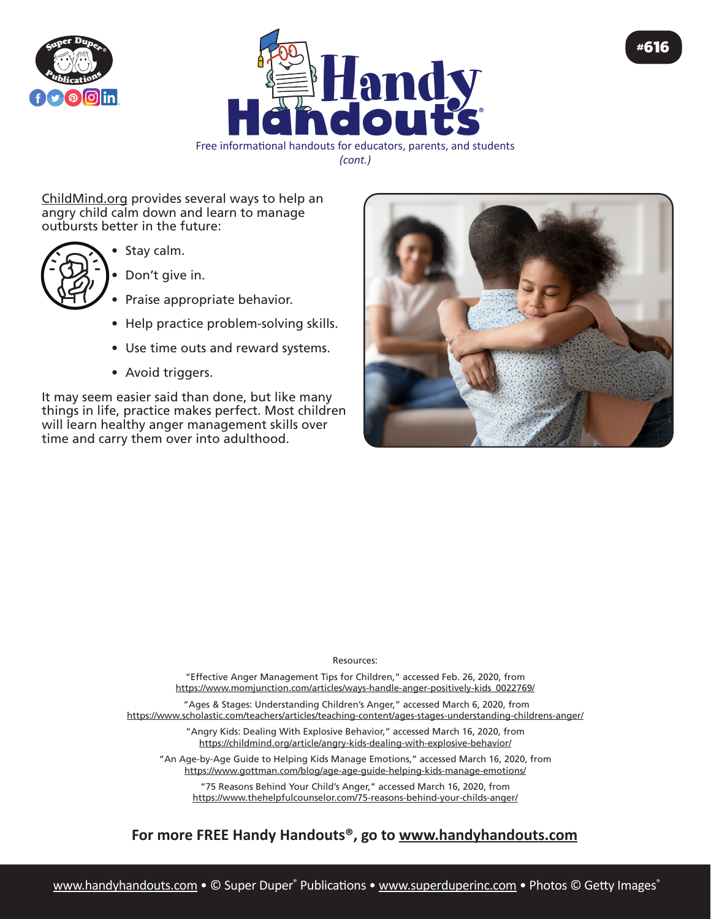*(cont.)*

ChildMind.org provides several ways to help an angry child calm down and learn to manage outbursts better in the future:

- Stay calm.
- Don't give in.
- Praise appropriate behavior.
- Help practice problem-solving skills.
- Use time outs and reward systems.
- Avoid triggers.

It may seem easier said than done, but like many things in life, practice makes perfect. Most children will learn healthy anger management skills over time and carry them over into adulthood.

Resources:

"Effective Anger Management Tips for Children," accessed Feb. 26, 2020, from https://www.momjunction.com/articles/ways-handle-anger-positively-kids_0022769/

"Ages & Stages: Understanding Children's Anger," accessed March 6, 2020, from https://www.scholastic.com/teachers/articles/teaching-content/ages-stages-understanding-childrens-anger/

"Angry Kids: Dealing With Explosive Behavior," accessed March 16, 2020, from https://childmind.org/article/angry-kids-dealing-with-explosive-behavior/

"An Age-by-Age Guide to Helping Kids Manage Emotions," accessed March 16, 2020, from https://www.gottman.com/blog/age-age-guide-helping-kids-manage-emotions/

"75 Reasons Behind Your Child's Anger," accessed March 16, 2020, from https://www.thehelpfulcounselor.com/75-reasons-behind-your-childs-anger/

**For more FREE Handy Handouts®, go to www.handyhandouts.com**